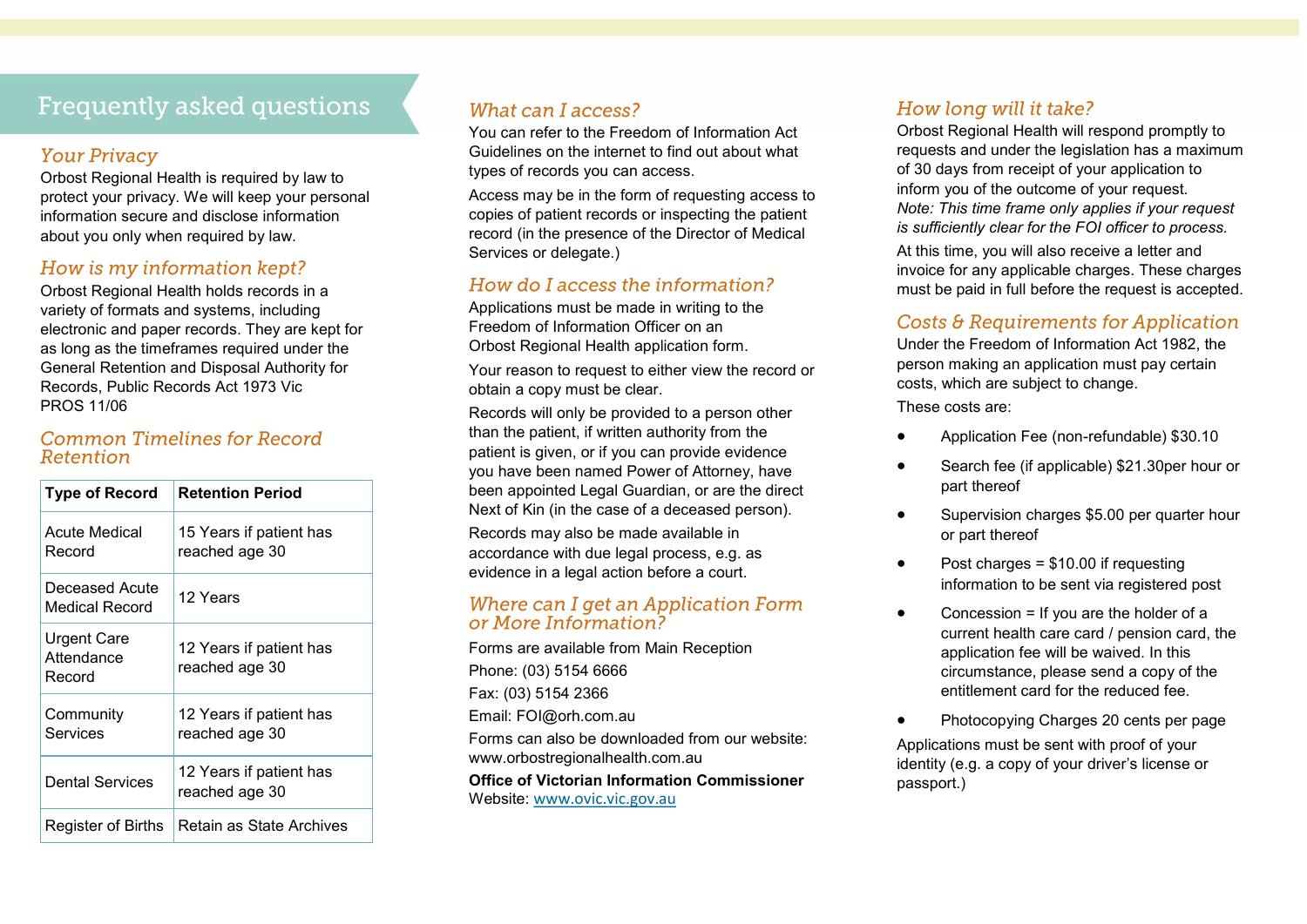# Frequently asked questions

## Your Privacy

Orbost Regional Health is required by law to protect your privacy. We will keep your personal information secure and disclose information about you only when required by law.

## How is my information kept?

Orbost Regional Health holds records in a variety of formats and systems, including electronic and paper records. They are kept for as long as the timeframes required under the General Retention and Disposal Authority for Records, Public Records Act 1973 Vic PROS 11/06

## Common Timelines for Record Retention

| Type of Record | Retention Period |
| --- | --- |
| Acute Medical Record | 15 Years if patient has reached age 30 |
| Deceased Acute Medical Record | 12 Years |
| Urgent Care Attendance Record | 12 Years if patient has reached age 30 |
| Community Services | 12 Years if patient has reached age 30 |
| Dental Services | 12 Years if patient has reached age 30 |
| Register of Births | Retain as State Archives |

## What can I access?

You can refer to the Freedom of Information Act Guidelines on the internet to find out about what types of records you can access.

Access may be in the form of requesting access to copies of patient records or inspecting the patient record (in the presence of the Director of Medical Services or delegate.)

## How do I access the information?

Applications must be made in writing to the Freedom of Information Officer on an Orbost Regional Health application form.

Your reason to request to either view the record or obtain a copy must be clear.

Records will only be provided to a person other than the patient, if written authority from the patient is given, or if you can provide evidence you have been named Power of Attorney, have been appointed Legal Guardian, or are the direct Next of Kin (in the case of a deceased person).

Records may also be made available in accordance with due legal process, e.g. as evidence in a legal action before a court.

## Where can I get an Application Form or More Information?

Forms are available from Main Reception

Phone: (03) 5154 6666

Fax: (03) 5154 2366

Email: FOI@orh.com.au

Forms can also be downloaded from our website: www.orbostregionalhealth.com.au

**Office of Victorian Information Commissioner**
Website: www.ovic.vic.gov.au

## How long will it take?

Orbost Regional Health will respond promptly to requests and under the legislation has a maximum of 30 days from receipt of your application to inform you of the outcome of your request.
*Note: This time frame only applies if your request is sufficiently clear for the FOI officer to process.*

At this time, you will also receive a letter and invoice for any applicable charges. These charges must be paid in full before the request is accepted.

## Costs & Requirements for Application

Under the Freedom of Information Act 1982, the person making an application must pay certain costs, which are subject to change.

These costs are:

- Application Fee (non-refundable) $30.10
- Search fee (if applicable) $21.30per hour or part thereof
- Supervision charges $5.00 per quarter hour or part thereof
- Post charges = $10.00 if requesting information to be sent via registered post
- Concession = If you are the holder of a current health care card / pension card, the application fee will be waived. In this circumstance, please send a copy of the entitlement card for the reduced fee.
- Photocopying Charges 20 cents per page

Applications must be sent with proof of your identity (e.g. a copy of your driver's license or passport.)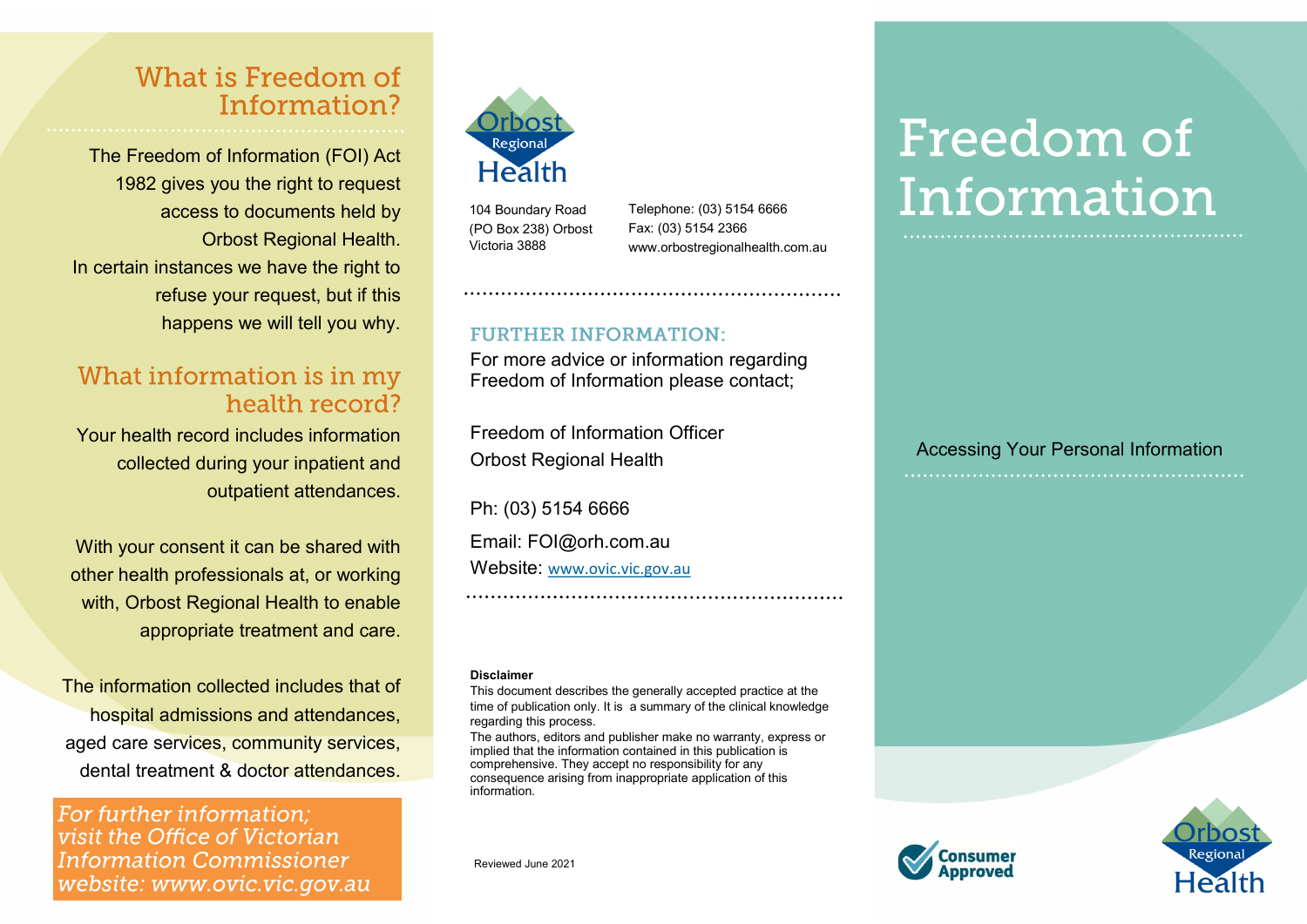## What is Freedom of Information?

The Freedom of Information (FOI) Act 1982 gives you the right to request access to documents held by Orbost Regional Health.
In certain instances we have the right to refuse your request, but if this happens we will tell you why.

## What information is in my health record?

Your health record includes information collected during your inpatient and outpatient attendances.

With your consent it can be shared with other health professionals at, or working with, Orbost Regional Health to enable appropriate treatment and care.

The information collected includes that of hospital admissions and attendances, aged care services, community services, dental treatment & doctor attendances.

*For further information; visit the Office of Victorian Information Commissioner website: www.ovic.vic.gov.au*

Orbost Regional Health

104 Boundary Road
(PO Box 238) Orbost
Victoria 3888

Telephone: (03) 5154 6666
Fax: (03) 5154 2366
www.orbostregionalhealth.com.au

## FURTHER INFORMATION:

For more advice or information regarding Freedom of Information please contact;

Freedom of Information Officer
Orbost Regional Health

Ph: (03) 5154 6666

Email: FOI@orh.com.au

Website: www.ovic.vic.gov.au

**Disclaimer**

This document describes the generally accepted practice at the time of publication only. It is a summary of the clinical knowledge regarding this process.
The authors, editors and publisher make no warranty, express or implied that the information contained in this publication is comprehensive. They accept no responsibility for any consequence arising from inappropriate application of this information.

Reviewed June 2021

# Freedom of Information

Accessing Your Personal Information

Consumer Approved

Orbost Regional Health